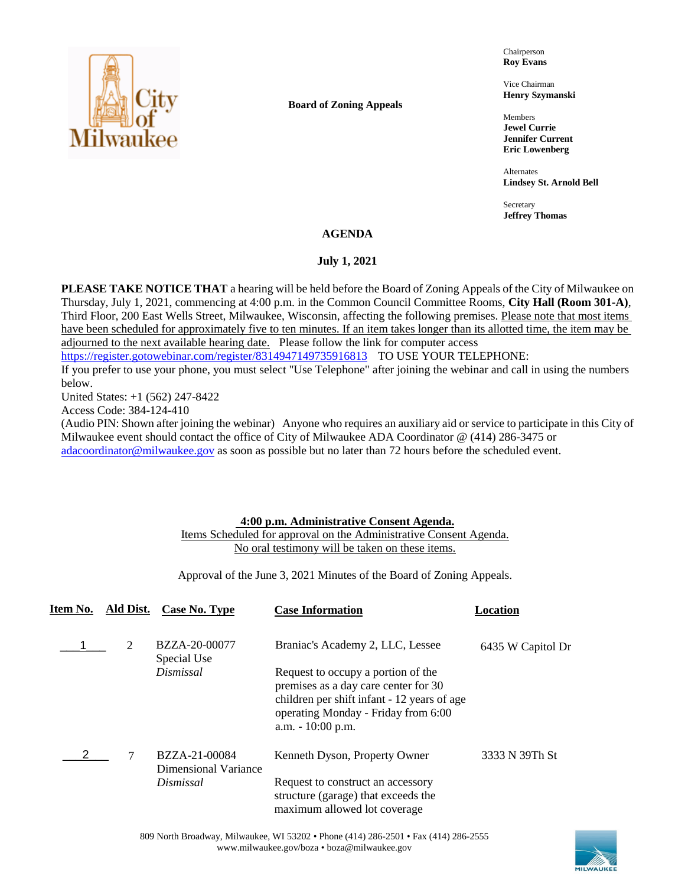**Board of Zoning Appeals**

Chairperson
**Roy Evans**

Vice Chairman
**Henry Szymanski**

Members
**Jewel Currie**
**Jennifer Current**
**Eric Lowenberg**

Alternates
**Lindsey St. Arnold Bell**

Secretary
**Jeffrey Thomas**

# AGENDA

## July 1, 2021

**PLEASE TAKE NOTICE THAT** a hearing will be held before the Board of Zoning Appeals of the City of Milwaukee on Thursday, July 1, 2021, commencing at 4:00 p.m. in the Common Council Committee Rooms, **City Hall (Room 301-A)**, Third Floor, 200 East Wells Street, Milwaukee, Wisconsin, affecting the following premises. Please note that most items have been scheduled for approximately five to ten minutes. If an item takes longer than its allotted time, the item may be adjourned to the next available hearing date. Please follow the link for computer access https://register.gotowebinar.com/register/8314947149735916813 TO USE YOUR TELEPHONE:
If you prefer to use your phone, you must select "Use Telephone" after joining the webinar and call in using the numbers below.
United States: +1 (562) 247-8422
Access Code: 384-124-410
(Audio PIN: Shown after joining the webinar) Anyone who requires an auxiliary aid or service to participate in this City of Milwaukee event should contact the office of City of Milwaukee ADA Coordinator @ (414) 286-3475 or adacoordinator@milwaukee.gov as soon as possible but no later than 72 hours before the scheduled event.

**4:00 p.m. Administrative Consent Agenda.**
Items Scheduled for approval on the Administrative Consent Agenda.
No oral testimony will be taken on these items.

Approval of the June 3, 2021 Minutes of the Board of Zoning Appeals.

| Item No. | Ald Dist. | Case No. Type | Case Information | Location |
|---|---|---|---|---|
| 1 | 2 | BZZA-20-00077<br>Special Use<br>*Dismissal* | Braniac's Academy 2, LLC, Lessee<br><br>Request to occupy a portion of the premises as a day care center for 30 children per shift infant - 12 years of age operating Monday - Friday from 6:00 a.m. - 10:00 p.m. | 6435 W Capitol Dr |
| 2 | 7 | BZZA-21-00084<br>Dimensional Variance<br>*Dismissal* | Kenneth Dyson, Property Owner<br><br>Request to construct an accessory structure (garage) that exceeds the maximum allowed lot coverage | 3333 N 39Th St |

809 North Broadway, Milwaukee, WI 53202 • Phone (414) 286-2501 • Fax (414) 286-2555
www.milwaukee.gov/boza • boza@milwaukee.gov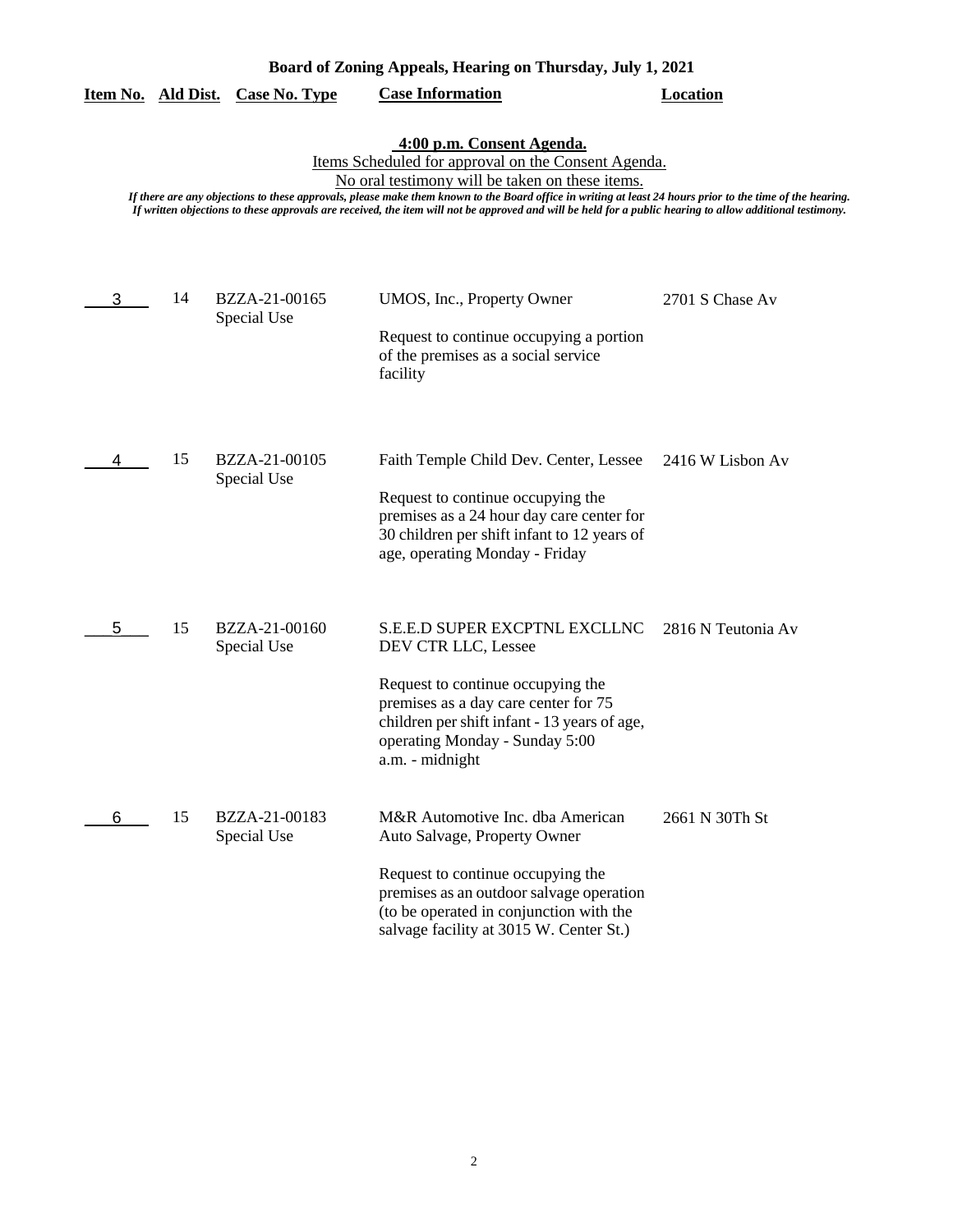**Board of Zoning Appeals, Hearing on Thursday, July 1, 2021**

**4:00 p.m. Consent Agenda.**

Items Scheduled for approval on the Consent Agenda.

No oral testimony will be taken on these items.

*If there are any objections to these approvals, please make them known to the Board office in writing at least 24 hours prior to the time of the hearing. If written objections to these approvals are received, the item will not be approved and will be held for a public hearing to allow additional testimony.*

| Item No. | Ald Dist. | Case No. Type | Case Information | Location |
|---|---|---|---|---|
| 3 | 14 | BZZA-21-00165 Special Use | UMOS, Inc., Property Owner<br><br>Request to continue occupying a portion of the premises as a social service facility | 2701 S Chase Av |
| 4 | 15 | BZZA-21-00105 Special Use | Faith Temple Child Dev. Center, Lessee<br><br>Request to continue occupying the premises as a 24 hour day care center for 30 children per shift infant to 12 years of age, operating Monday - Friday | 2416 W Lisbon Av |
| 5 | 15 | BZZA-21-00160 Special Use | S.E.E.D SUPER EXCPTNL EXCLLNC DEV CTR LLC, Lessee<br><br>Request to continue occupying the premises as a day care center for 75 children per shift infant - 13 years of age, operating Monday - Sunday 5:00 a.m. - midnight | 2816 N Teutonia Av |
| 6 | 15 | BZZA-21-00183 Special Use | M&R Automotive Inc. dba American Auto Salvage, Property Owner<br><br>Request to continue occupying the premises as an outdoor salvage operation (to be operated in conjunction with the salvage facility at 3015 W. Center St.) | 2661 N 30Th St |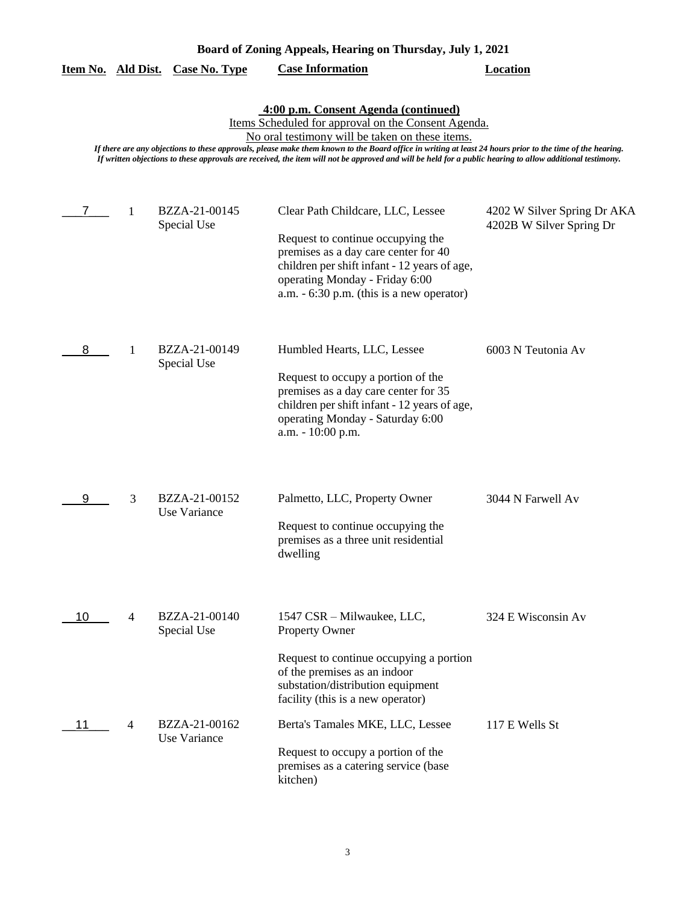**Board of Zoning Appeals, Hearing on Thursday, July 1, 2021**

| Item No. | Ald Dist. | Case No. Type | Case Information | Location |
|---|---|---|---|---|

**4:00 p.m. Consent Agenda (continued)**

Items Scheduled for approval on the Consent Agenda.

No oral testimony will be taken on these items.

*If there are any objections to these approvals, please make them known to the Board office in writing at least 24 hours prior to the time of the hearing. If written objections to these approvals are received, the item will not be approved and will be held for a public hearing to allow additional testimony.*

| Item No. | Ald Dist. | Case No. Type | Case Information | Location |
|---|---|---|---|---|
| 7 | 1 | BZZA-21-00145 Special Use | Clear Path Childcare, LLC, Lessee<br><br>Request to continue occupying the premises as a day care center for 40 children per shift infant - 12 years of age, operating Monday - Friday 6:00 a.m. - 6:30 p.m. (this is a new operator) | 4202 W Silver Spring Dr AKA 4202B W Silver Spring Dr |
| 8 | 1 | BZZA-21-00149 Special Use | Humbled Hearts, LLC, Lessee<br><br>Request to occupy a portion of the premises as a day care center for 35 children per shift infant - 12 years of age, operating Monday - Saturday 6:00 a.m. - 10:00 p.m. | 6003 N Teutonia Av |
| 9 | 3 | BZZA-21-00152 Use Variance | Palmetto, LLC, Property Owner<br><br>Request to continue occupying the premises as a three unit residential dwelling | 3044 N Farwell Av |
| 10 | 4 | BZZA-21-00140 Special Use | 1547 CSR – Milwaukee, LLC, Property Owner<br><br>Request to continue occupying a portion of the premises as an indoor substation/distribution equipment facility (this is a new operator) | 324 E Wisconsin Av |
| 11 | 4 | BZZA-21-00162 Use Variance | Berta's Tamales MKE, LLC, Lessee<br><br>Request to occupy a portion of the premises as a catering service (base kitchen) | 117 E Wells St |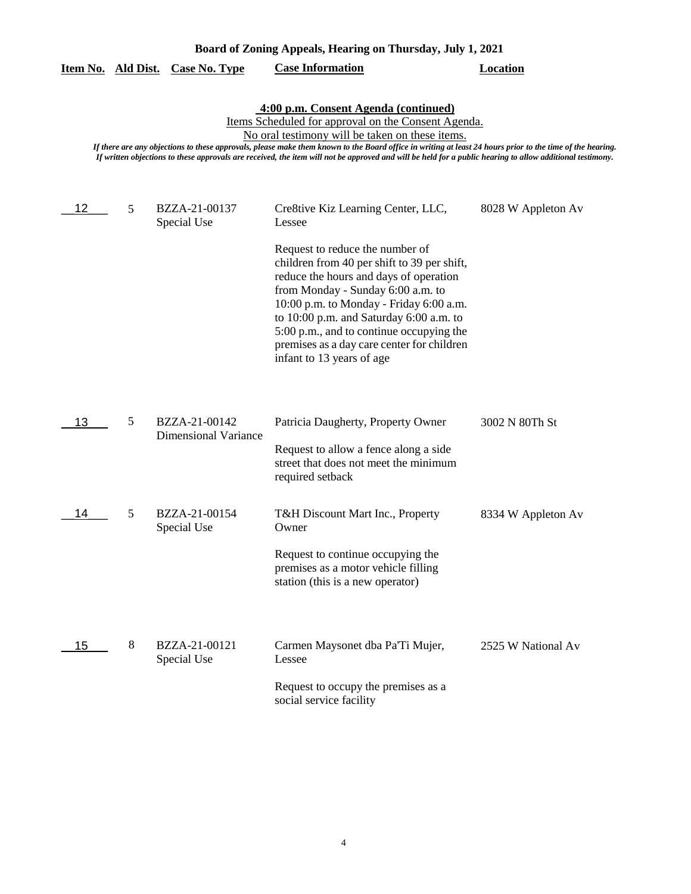**Board of Zoning Appeals, Hearing on Thursday, July 1, 2021**

**4:00 p.m. Consent Agenda (continued)**

Items Scheduled for approval on the Consent Agenda.

No oral testimony will be taken on these items.

*If there are any objections to these approvals, please make them known to the Board office in writing at least 24 hours prior to the time of the hearing. If written objections to these approvals are received, the item will not be approved and will be held for a public hearing to allow additional testimony.*

| Item No. | Ald Dist. | Case No. Type | Case Information | Location |
|---|---|---|---|---|
| 12 | 5 | BZZA-21-00137 Special Use | Cre8tive Kiz Learning Center, LLC, Lessee<br><br>Request to reduce the number of children from 40 per shift to 39 per shift, reduce the hours and days of operation from Monday - Sunday 6:00 a.m. to 10:00 p.m. to Monday - Friday 6:00 a.m. to 10:00 p.m. and Saturday 6:00 a.m. to 5:00 p.m., and to continue occupying the premises as a day care center for children infant to 13 years of age | 8028 W Appleton Av |
| 13 | 5 | BZZA-21-00142 Dimensional Variance | Patricia Daugherty, Property Owner<br><br>Request to allow a fence along a side street that does not meet the minimum required setback | 3002 N 80Th St |
| 14 | 5 | BZZA-21-00154 Special Use | T&H Discount Mart Inc., Property Owner<br><br>Request to continue occupying the premises as a motor vehicle filling station (this is a new operator) | 8334 W Appleton Av |
| 15 | 8 | BZZA-21-00121 Special Use | Carmen Maysonet dba Pa'Ti Mujer, Lessee<br><br>Request to occupy the premises as a social service facility | 2525 W National Av |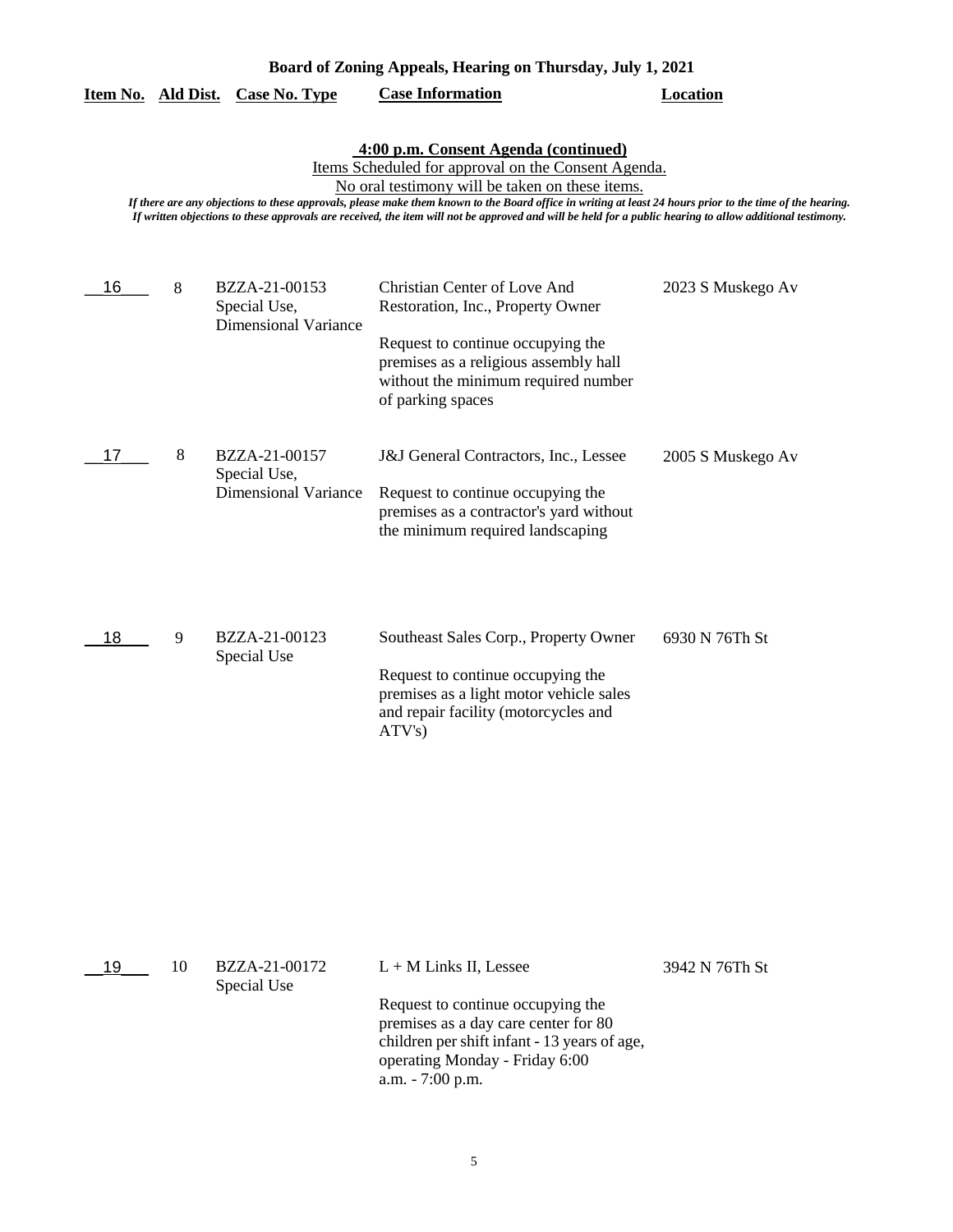**Board of Zoning Appeals, Hearing on Thursday, July 1, 2021**

| Item No. | Ald Dist. | Case No. Type | Case Information | Location |
|---|---|---|---|---|

**4:00 p.m. Consent Agenda (continued)**

Items Scheduled for approval on the Consent Agenda.

No oral testimony will be taken on these items.

*If there are any objections to these approvals, please make them known to the Board office in writing at least 24 hours prior to the time of the hearing. If written objections to these approvals are received, the item will not be approved and will be held for a public hearing to allow additional testimony.*

| Item No. | Ald Dist. | Case No. Type | Case Information | Location |
|---|---|---|---|---|
| 16 | 8 | BZZA-21-00153 Special Use, Dimensional Variance | Christian Center of Love And Restoration, Inc., Property Owner<br><br>Request to continue occupying the premises as a religious assembly hall without the minimum required number of parking spaces | 2023 S Muskego Av |
| 17 | 8 | BZZA-21-00157 Special Use, Dimensional Variance | J&J General Contractors, Inc., Lessee<br><br>Request to continue occupying the premises as a contractor's yard without the minimum required landscaping | 2005 S Muskego Av |
| 18 | 9 | BZZA-21-00123 Special Use | Southeast Sales Corp., Property Owner<br><br>Request to continue occupying the premises as a light motor vehicle sales and repair facility (motorcycles and ATV's) | 6930 N 76Th St |
| 19 | 10 | BZZA-21-00172 Special Use | L + M Links II, Lessee<br><br>Request to continue occupying the premises as a day care center for 80 children per shift infant - 13 years of age, operating Monday - Friday 6:00 a.m. - 7:00 p.m. | 3942 N 76Th St |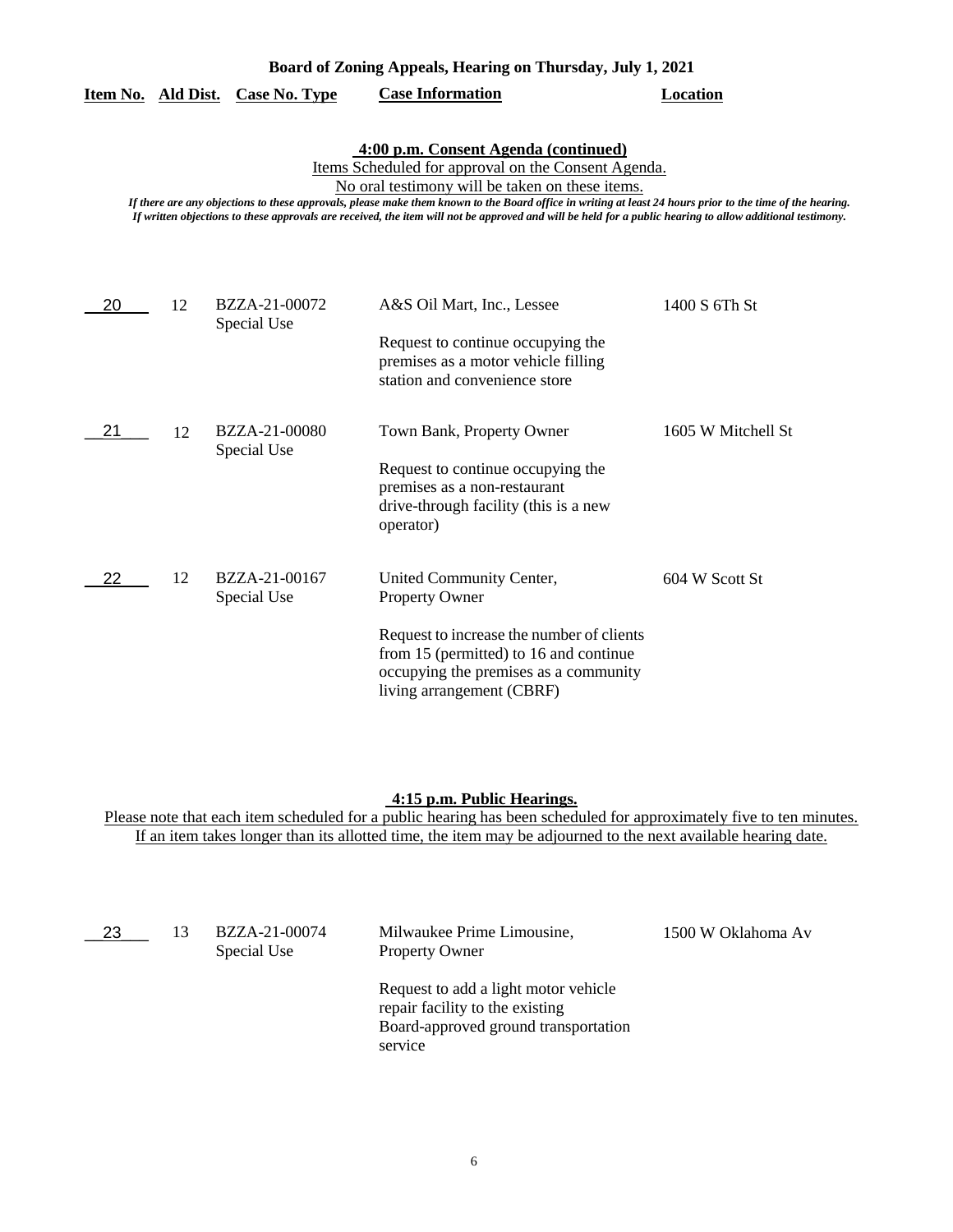**Board of Zoning Appeals, Hearing on Thursday, July 1, 2021**

**4:00 p.m. Consent Agenda (continued)**

Items Scheduled for approval on the Consent Agenda.

No oral testimony will be taken on these items.

*If there are any objections to these approvals, please make them known to the Board office in writing at least 24 hours prior to the time of the hearing.*
*If written objections to these approvals are received, the item will not be approved and will be held for a public hearing to allow additional testimony.*

| Item No. | Ald Dist. | Case No. Type | Case Information | Location |
|---|---|---|---|---|
| 20 | 12 | BZZA-21-00072 Special Use | A&S Oil Mart, Inc., Lessee<br><br>Request to continue occupying the premises as a motor vehicle filling station and convenience store | 1400 S 6Th St |
| 21 | 12 | BZZA-21-00080 Special Use | Town Bank, Property Owner<br><br>Request to continue occupying the premises as a non-restaurant drive-through facility (this is a new operator) | 1605 W Mitchell St |
| 22 | 12 | BZZA-21-00167 Special Use | United Community Center, Property Owner<br><br>Request to increase the number of clients from 15 (permitted) to 16 and continue occupying the premises as a community living arrangement (CBRF) | 604 W Scott St |

**4:15 p.m. Public Hearings.**

Please note that each item scheduled for a public hearing has been scheduled for approximately five to ten minutes.
If an item takes longer than its allotted time, the item may be adjourned to the next available hearing date.

| Item No. | Ald Dist. | Case No. Type | Case Information | Location |
|---|---|---|---|---|
| 23 | 13 | BZZA-21-00074 Special Use | Milwaukee Prime Limousine, Property Owner<br><br>Request to add a light motor vehicle repair facility to the existing Board-approved ground transportation service | 1500 W Oklahoma Av |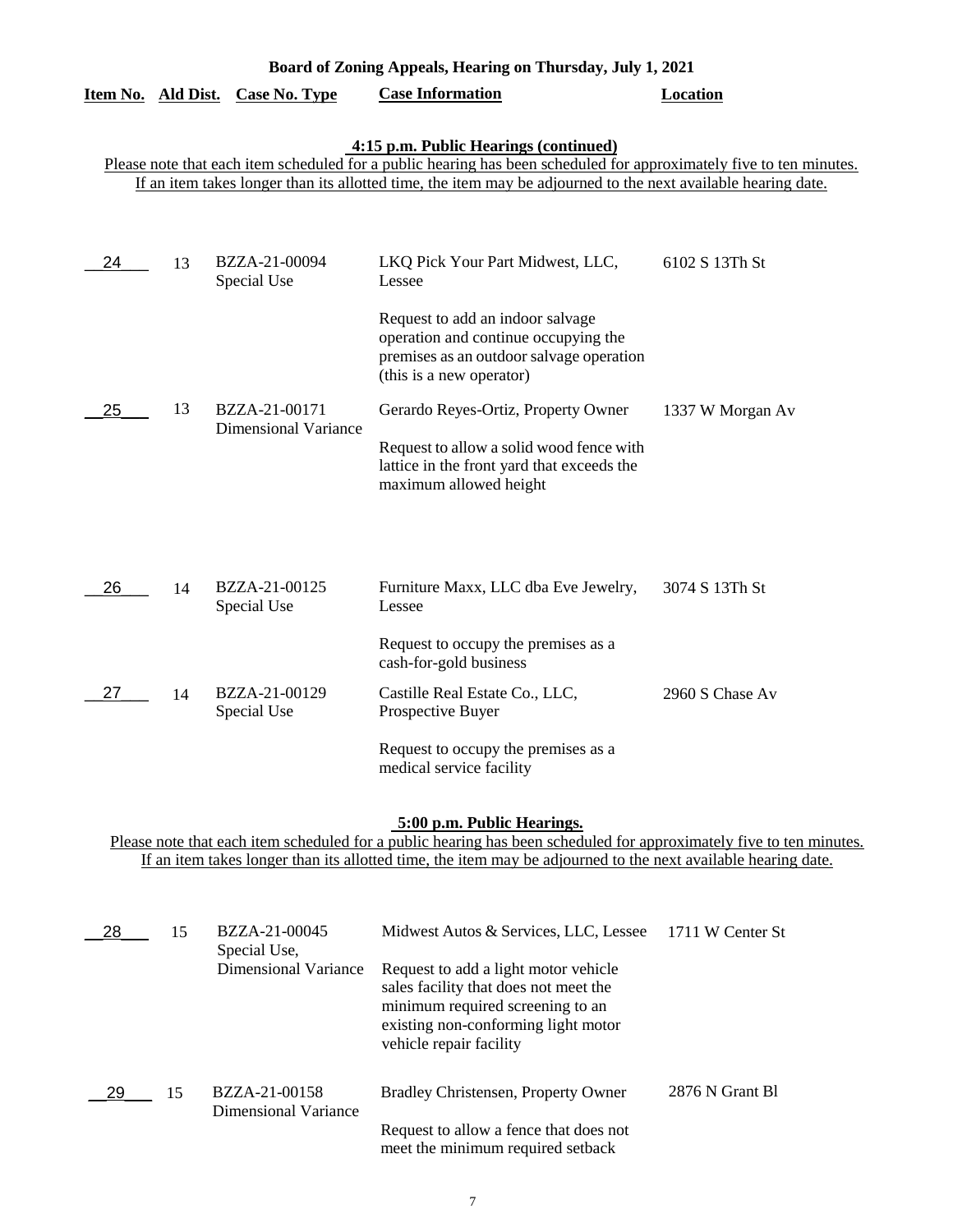**Board of Zoning Appeals, Hearing on Thursday, July 1, 2021**

| Item No. | Ald Dist. | Case No. Type | Case Information | Location |
|---|---|---|---|---|

**4:15 p.m. Public Hearings (continued)**

Please note that each item scheduled for a public hearing has been scheduled for approximately five to ten minutes. If an item takes longer than its allotted time, the item may be adjourned to the next available hearing date.

| Item No. | Ald Dist. | Case No. Type | Case Information | Location |
|---|---|---|---|---|
| 24 | 13 | BZZA-21-00094 Special Use | LKQ Pick Your Part Midwest, LLC, Lessee<br><br>Request to add an indoor salvage operation and continue occupying the premises as an outdoor salvage operation (this is a new operator) | 6102 S 13Th St |
| 25 | 13 | BZZA-21-00171 Dimensional Variance | Gerardo Reyes-Ortiz, Property Owner<br><br>Request to allow a solid wood fence with lattice in the front yard that exceeds the maximum allowed height | 1337 W Morgan Av |
| 26 | 14 | BZZA-21-00125 Special Use | Furniture Maxx, LLC dba Eve Jewelry, Lessee<br><br>Request to occupy the premises as a cash-for-gold business | 3074 S 13Th St |
| 27 | 14 | BZZA-21-00129 Special Use | Castille Real Estate Co., LLC, Prospective Buyer<br><br>Request to occupy the premises as a medical service facility | 2960 S Chase Av |

**5:00 p.m. Public Hearings.**

Please note that each item scheduled for a public hearing has been scheduled for approximately five to ten minutes. If an item takes longer than its allotted time, the item may be adjourned to the next available hearing date.

| Item No. | Ald Dist. | Case No. Type | Case Information | Location |
|---|---|---|---|---|
| 28 | 15 | BZZA-21-00045 Special Use, Dimensional Variance | Midwest Autos & Services, LLC, Lessee<br><br>Request to add a light motor vehicle sales facility that does not meet the minimum required screening to an existing non-conforming light motor vehicle repair facility | 1711 W Center St |
| 29 | 15 | BZZA-21-00158 Dimensional Variance | Bradley Christensen, Property Owner<br><br>Request to allow a fence that does not meet the minimum required setback | 2876 N Grant Bl |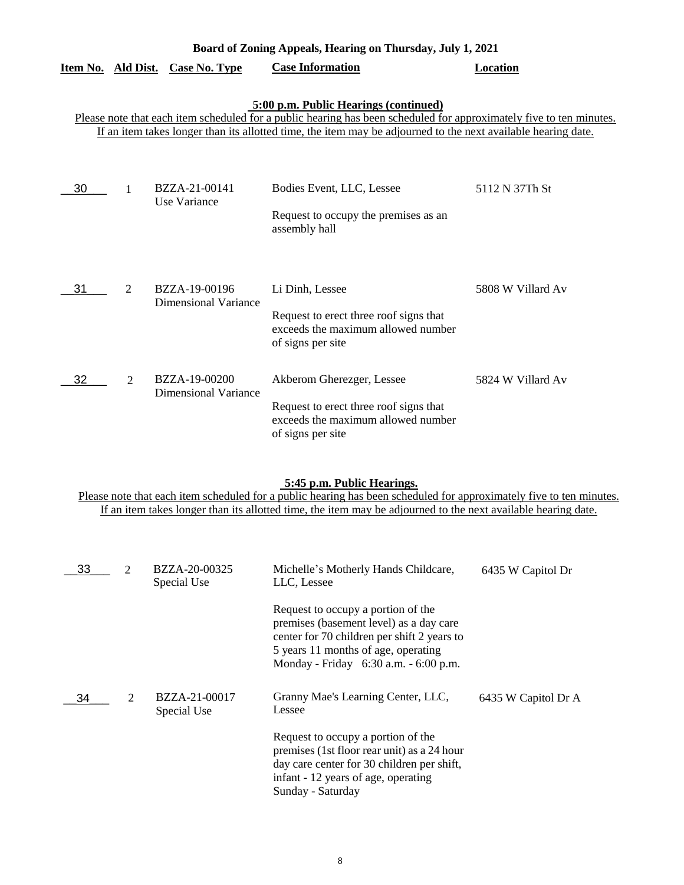# Board of Zoning Appeals, Hearing on Thursday, July 1, 2021

| Item No. | Ald Dist. | Case No. Type | Case Information | Location |
|---|---|---|---|---|

## 5:00 p.m. Public Hearings (continued)

Please note that each item scheduled for a public hearing has been scheduled for approximately five to ten minutes. If an item takes longer than its allotted time, the item may be adjourned to the next available hearing date.

| Item No. | Ald Dist. | Case No. Type | Case Information | Location |
|---|---|---|---|---|
| 30 | 1 | BZZA-21-00141 Use Variance | Bodies Event, LLC, Lessee<br><br>Request to occupy the premises as an assembly hall | 5112 N 37Th St |
| 31 | 2 | BZZA-19-00196 Dimensional Variance | Li Dinh, Lessee<br><br>Request to erect three roof signs that exceeds the maximum allowed number of signs per site | 5808 W Villard Av |
| 32 | 2 | BZZA-19-00200 Dimensional Variance | Akberom Gherezger, Lessee<br><br>Request to erect three roof signs that exceeds the maximum allowed number of signs per site | 5824 W Villard Av |

## 5:45 p.m. Public Hearings.

Please note that each item scheduled for a public hearing has been scheduled for approximately five to ten minutes. If an item takes longer than its allotted time, the item may be adjourned to the next available hearing date.

| Item No. | Ald Dist. | Case No. Type | Case Information | Location |
|---|---|---|---|---|
| 33 | 2 | BZZA-20-00325 Special Use | Michelle's Motherly Hands Childcare, LLC, Lessee<br><br>Request to occupy a portion of the premises (basement level) as a day care center for 70 children per shift 2 years to 5 years 11 months of age, operating Monday - Friday 6:30 a.m. - 6:00 p.m. | 6435 W Capitol Dr |
| 34 | 2 | BZZA-21-00017 Special Use | Granny Mae's Learning Center, LLC, Lessee<br><br>Request to occupy a portion of the premises (1st floor rear unit) as a 24 hour day care center for 30 children per shift, infant - 12 years of age, operating Sunday - Saturday | 6435 W Capitol Dr A |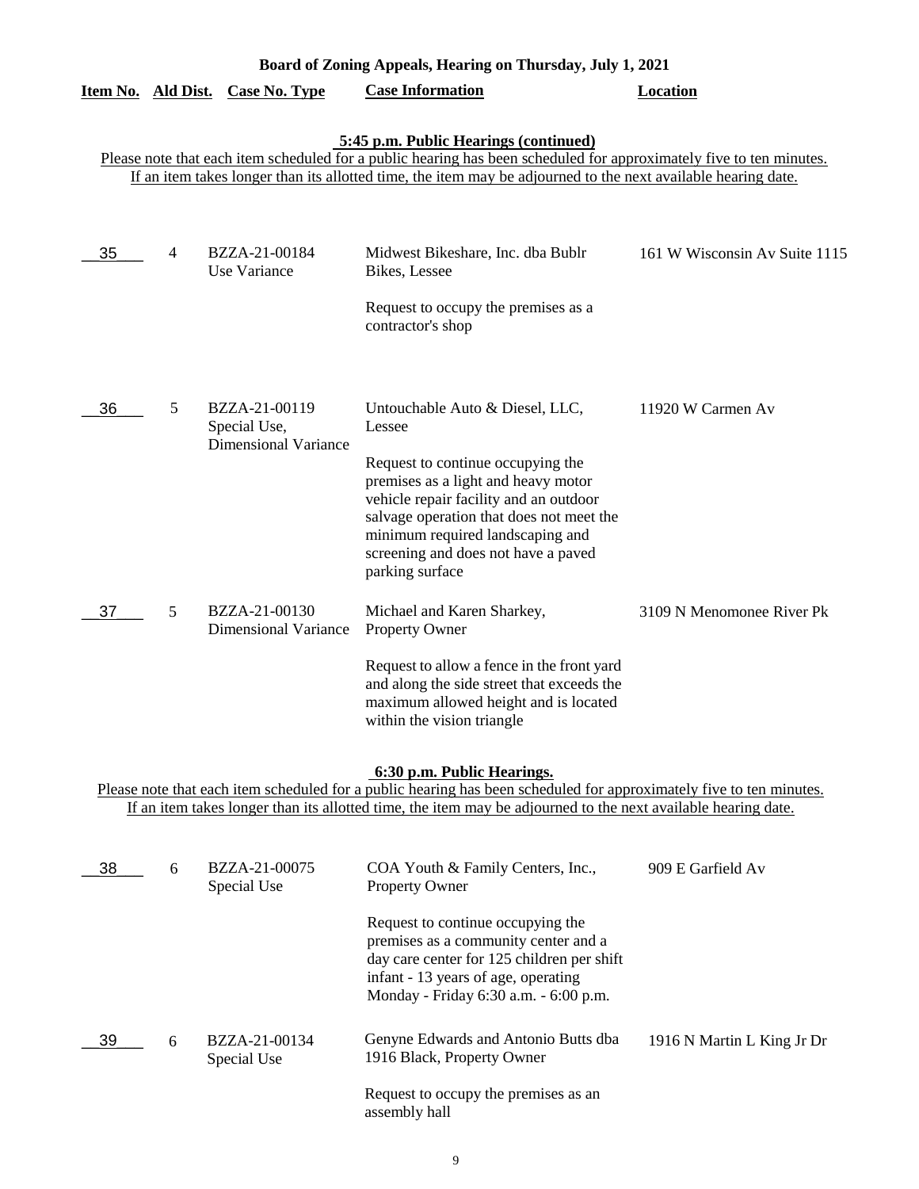**Board of Zoning Appeals, Hearing on Thursday, July 1, 2021**

| Item No. | Ald Dist. | Case No. Type | Case Information | Location |
|---|---|---|---|---|

**5:45 p.m. Public Hearings (continued)**

Please note that each item scheduled for a public hearing has been scheduled for approximately five to ten minutes. If an item takes longer than its allotted time, the item may be adjourned to the next available hearing date.

| Item No. | Ald Dist. | Case No. Type | Case Information | Location |
|---|---|---|---|---|
| 35 | 4 | BZZA-21-00184 Use Variance | Midwest Bikeshare, Inc. dba Bublr Bikes, Lessee<br><br>Request to occupy the premises as a contractor's shop | 161 W Wisconsin Av Suite 1115 |
| 36 | 5 | BZZA-21-00119 Special Use, Dimensional Variance | Untouchable Auto & Diesel, LLC, Lessee<br><br>Request to continue occupying the premises as a light and heavy motor vehicle repair facility and an outdoor salvage operation that does not meet the minimum required landscaping and screening and does not have a paved parking surface | 11920 W Carmen Av |
| 37 | 5 | BZZA-21-00130 Dimensional Variance | Michael and Karen Sharkey, Property Owner<br><br>Request to allow a fence in the front yard and along the side street that exceeds the maximum allowed height and is located within the vision triangle | 3109 N Menomonee River Pk |

**6:30 p.m. Public Hearings.**

Please note that each item scheduled for a public hearing has been scheduled for approximately five to ten minutes. If an item takes longer than its allotted time, the item may be adjourned to the next available hearing date.

| Item No. | Ald Dist. | Case No. Type | Case Information | Location |
|---|---|---|---|---|
| 38 | 6 | BZZA-21-00075 Special Use | COA Youth & Family Centers, Inc., Property Owner<br><br>Request to continue occupying the premises as a community center and a day care center for 125 children per shift infant - 13 years of age, operating Monday - Friday 6:30 a.m. - 6:00 p.m. | 909 E Garfield Av |
| 39 | 6 | BZZA-21-00134 Special Use | Genyne Edwards and Antonio Butts dba 1916 Black, Property Owner<br><br>Request to occupy the premises as an assembly hall | 1916 N Martin L King Jr Dr |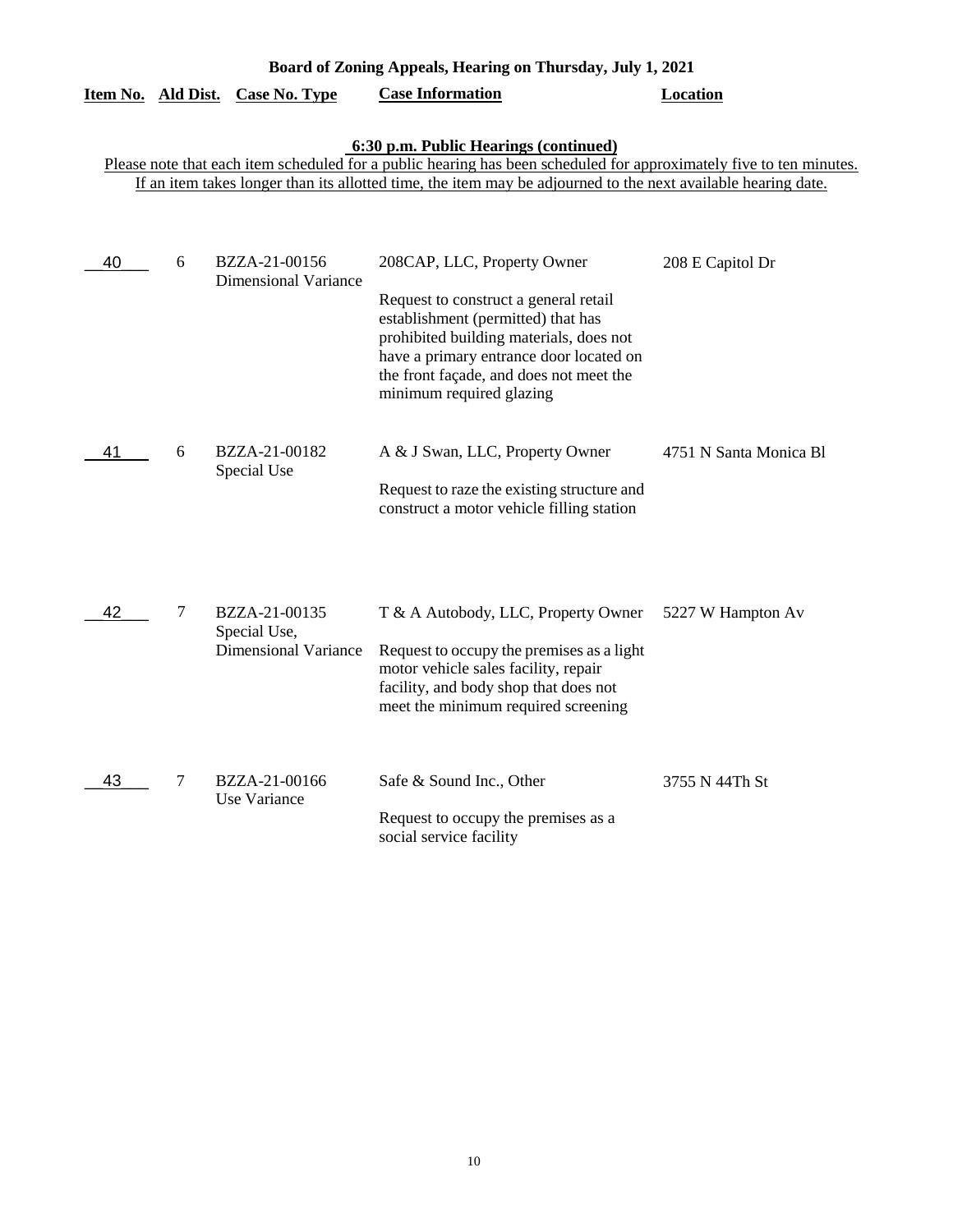**Board of Zoning Appeals, Hearing on Thursday, July 1, 2021**

**6:30 p.m. Public Hearings (continued)**

Please note that each item scheduled for a public hearing has been scheduled for approximately five to ten minutes. If an item takes longer than its allotted time, the item may be adjourned to the next available hearing date.

| Item No. | Ald Dist. | Case No. Type | Case Information | Location |
|---|---|---|---|---|
| 40 | 6 | BZZA-21-00156 Dimensional Variance | 208CAP, LLC, Property Owner<br><br>Request to construct a general retail establishment (permitted) that has prohibited building materials, does not have a primary entrance door located on the front façade, and does not meet the minimum required glazing | 208 E Capitol Dr |
| 41 | 6 | BZZA-21-00182 Special Use | A & J Swan, LLC, Property Owner<br><br>Request to raze the existing structure and construct a motor vehicle filling station | 4751 N Santa Monica Bl |
| 42 | 7 | BZZA-21-00135 Special Use, Dimensional Variance | T & A Autobody, LLC, Property Owner<br><br>Request to occupy the premises as a light motor vehicle sales facility, repair facility, and body shop that does not meet the minimum required screening | 5227 W Hampton Av |
| 43 | 7 | BZZA-21-00166 Use Variance | Safe & Sound Inc., Other<br><br>Request to occupy the premises as a social service facility | 3755 N 44Th St |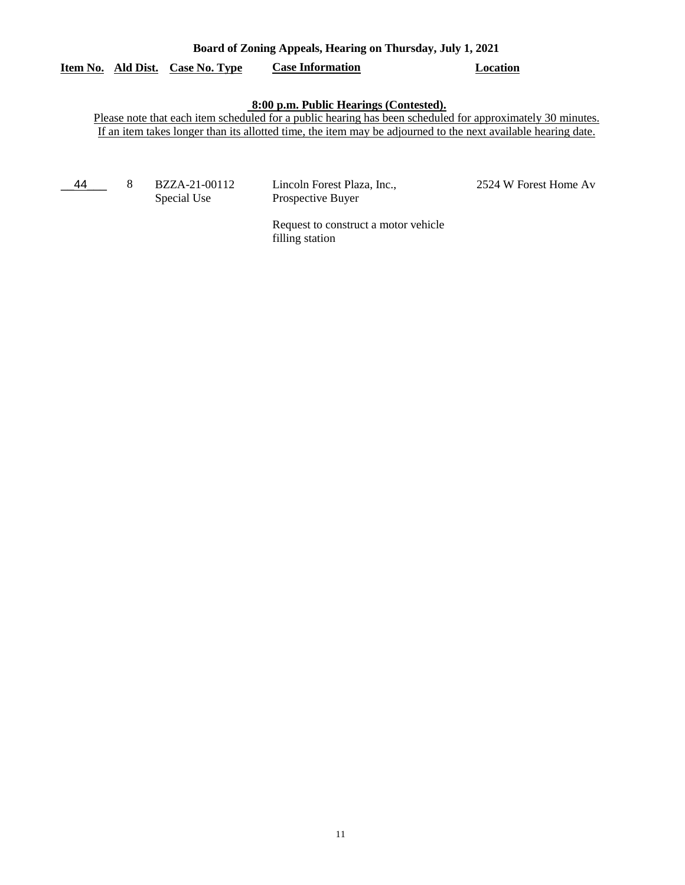**Board of Zoning Appeals, Hearing on Thursday, July 1, 2021**

| Item No. | Ald Dist. | Case No. Type | Case Information | Location |
|---|---|---|---|---|

**8:00 p.m. Public Hearings (Contested).**

Please note that each item scheduled for a public hearing has been scheduled for approximately 30 minutes. If an item takes longer than its allotted time, the item may be adjourned to the next available hearing date.

| Item No. | Ald Dist. | Case No. Type | Case Information | Location |
|---|---|---|---|---|
| 44 | 8 | BZZA-21-00112 Special Use | Lincoln Forest Plaza, Inc., Prospective Buyer<br><br>Request to construct a motor vehicle filling station | 2524 W Forest Home Av |